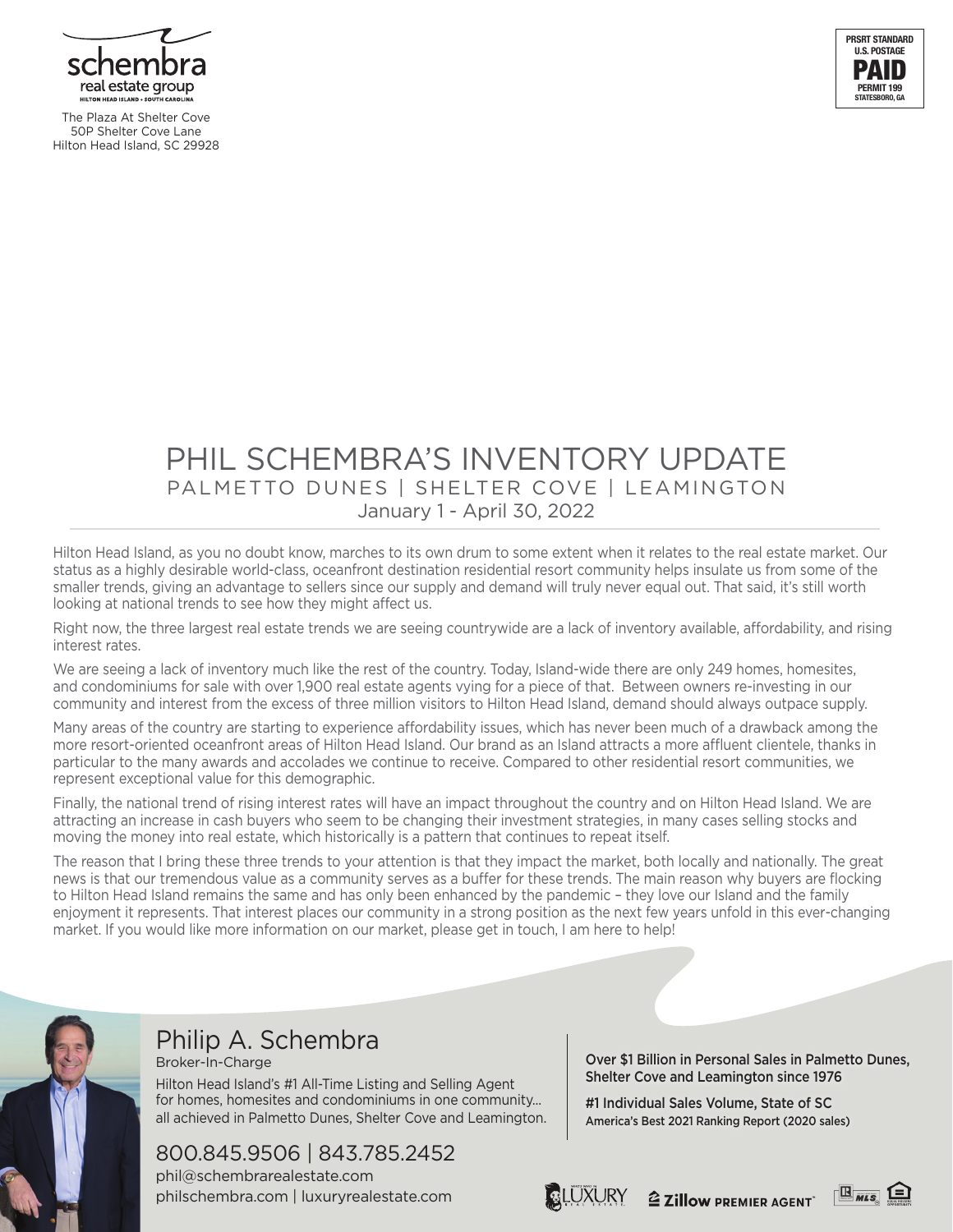schembra
real estate group
HILTON HEAD ISLAND • SOUTH CAROLINA

The Plaza At Shelter Cove
50P Shelter Cove Lane
Hilton Head Island, SC 29928

PRSRT STANDARD
U.S. POSTAGE
PAID
PERMIT 199
STATESBORO, GA

# PHIL SCHEMBRA'S INVENTORY UPDATE

## PALMETTO DUNES | SHELTER COVE | LEAMINGTON

January 1 - April 30, 2022

Hilton Head Island, as you no doubt know, marches to its own drum to some extent when it relates to the real estate market. Our status as a highly desirable world-class, oceanfront destination residential resort community helps insulate us from some of the smaller trends, giving an advantage to sellers since our supply and demand will truly never equal out. That said, it's still worth looking at national trends to see how they might affect us.

Right now, the three largest real estate trends we are seeing countrywide are a lack of inventory available, affordability, and rising interest rates.

We are seeing a lack of inventory much like the rest of the country. Today, Island-wide there are only 249 homes, homesites, and condominiums for sale with over 1,900 real estate agents vying for a piece of that. Between owners re-investing in our community and interest from the excess of three million visitors to Hilton Head Island, demand should always outpace supply.

Many areas of the country are starting to experience affordability issues, which has never been much of a drawback among the more resort-oriented oceanfront areas of Hilton Head Island. Our brand as an Island attracts a more affluent clientele, thanks in particular to the many awards and accolades we continue to receive. Compared to other residential resort communities, we represent exceptional value for this demographic.

Finally, the national trend of rising interest rates will have an impact throughout the country and on Hilton Head Island. We are attracting an increase in cash buyers who seem to be changing their investment strategies, in many cases selling stocks and moving the money into real estate, which historically is a pattern that continues to repeat itself.

The reason that I bring these three trends to your attention is that they impact the market, both locally and nationally. The great news is that our tremendous value as a community serves as a buffer for these trends. The main reason why buyers are flocking to Hilton Head Island remains the same and has only been enhanced by the pandemic – they love our Island and the family enjoyment it represents. That interest places our community in a strong position as the next few years unfold in this ever-changing market. If you would like more information on our market, please get in touch, I am here to help!

## Philip A. Schembra

Broker-In-Charge

Hilton Head Island's #1 All-Time Listing and Selling Agent for homes, homesites and condominiums in one community... all achieved in Palmetto Dunes, Shelter Cove and Leamington.

800.845.9506 | 843.785.2452
phil@schembrarealestate.com
philschembra.com | luxuryrealestate.com

**Over $1 Billion in Personal Sales in Palmetto Dunes, Shelter Cove and Leamington since 1976**

**#1 Individual Sales Volume, State of SC**
America's Best 2021 Ranking Report (2020 sales)

LUXURY REAL ESTATE | Zillow PREMIER AGENT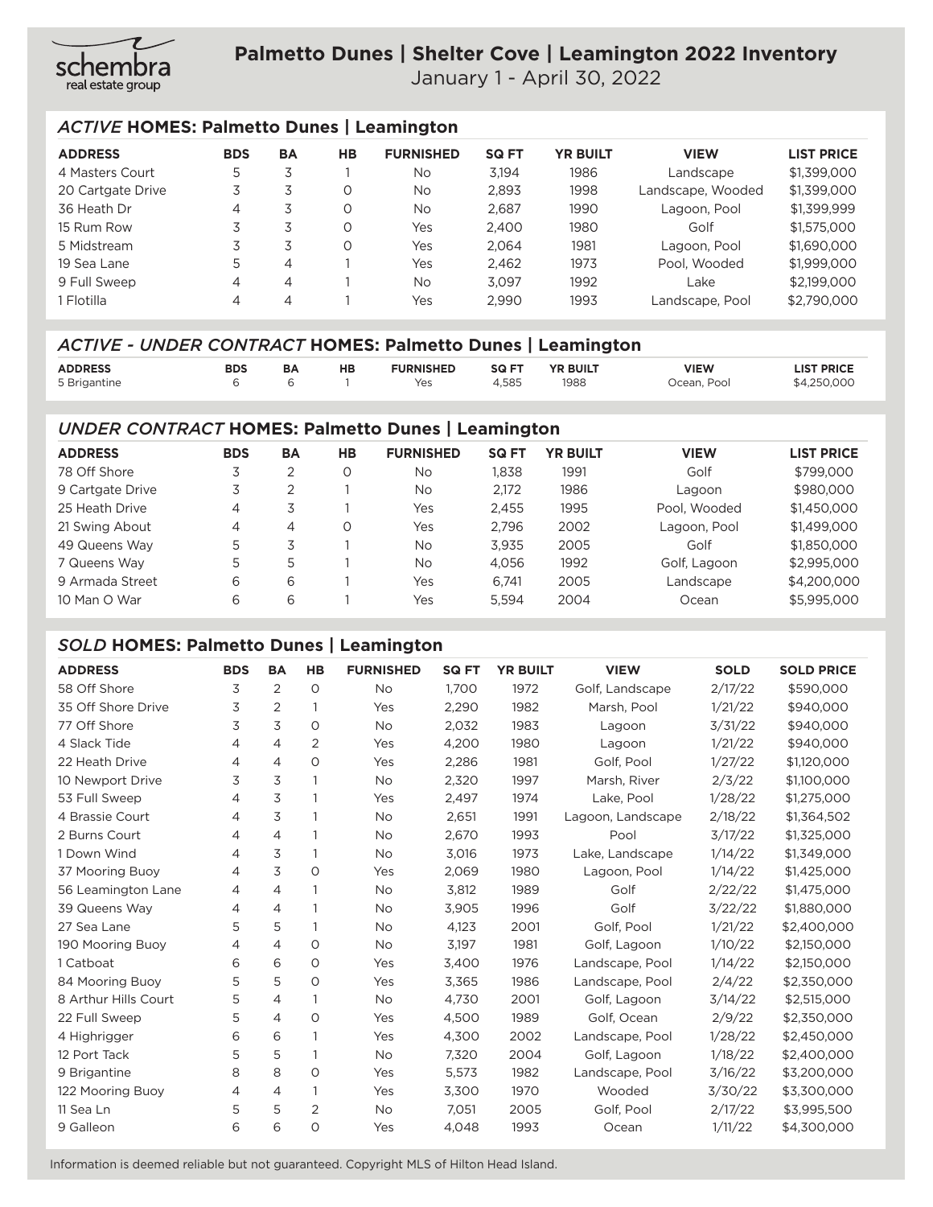schembra real estate group

# Palmetto Dunes | Shelter Cove | Leamington 2022 Inventory

January 1 - April 30, 2022

## *ACTIVE* HOMES: Palmetto Dunes | Leamington

| ADDRESS | BDS | BA | HB | FURNISHED | SQ FT | YR BUILT | VIEW | LIST PRICE |
|---|---|---|---|---|---|---|---|---|
| 4 Masters Court | 5 | 3 | 1 | No | 3,194 | 1986 | Landscape | $1,399,000 |
| 20 Cartgate Drive | 3 | 3 | 0 | No | 2,893 | 1998 | Landscape, Wooded | $1,399,000 |
| 36 Heath Dr | 4 | 3 | 0 | No | 2,687 | 1990 | Lagoon, Pool | $1,399,999 |
| 15 Rum Row | 3 | 3 | 0 | Yes | 2,400 | 1980 | Golf | $1,575,000 |
| 5 Midstream | 3 | 3 | 0 | Yes | 2,064 | 1981 | Lagoon, Pool | $1,690,000 |
| 19 Sea Lane | 5 | 4 | 1 | Yes | 2,462 | 1973 | Pool, Wooded | $1,999,000 |
| 9 Full Sweep | 4 | 4 | 1 | No | 3,097 | 1992 | Lake | $2,199,000 |
| 1 Flotilla | 4 | 4 | 1 | Yes | 2,990 | 1993 | Landscape, Pool | $2,790,000 |

## *ACTIVE - UNDER CONTRACT* HOMES: Palmetto Dunes | Leamington

| ADDRESS | BDS | BA | HB | FURNISHED | SQ FT | YR BUILT | VIEW | LIST PRICE |
|---|---|---|---|---|---|---|---|---|
| 5 Brigantine | 6 | 6 | 1 | Yes | 4,585 | 1988 | Ocean, Pool | $4,250,000 |

## *UNDER CONTRACT* HOMES: Palmetto Dunes | Leamington

| ADDRESS | BDS | BA | HB | FURNISHED | SQ FT | YR BUILT | VIEW | LIST PRICE |
|---|---|---|---|---|---|---|---|---|
| 78 Off Shore | 3 | 2 | 0 | No | 1,838 | 1991 | Golf | $799,000 |
| 9 Cartgate Drive | 3 | 2 | 1 | No | 2,172 | 1986 | Lagoon | $980,000 |
| 25 Heath Drive | 4 | 3 | 1 | Yes | 2,455 | 1995 | Pool, Wooded | $1,450,000 |
| 21 Swing About | 4 | 4 | 0 | Yes | 2,796 | 2002 | Lagoon, Pool | $1,499,000 |
| 49 Queens Way | 5 | 3 | 1 | No | 3,935 | 2005 | Golf | $1,850,000 |
| 7 Queens Way | 5 | 5 | 1 | No | 4,056 | 1992 | Golf, Lagoon | $2,995,000 |
| 9 Armada Street | 6 | 6 | 1 | Yes | 6,741 | 2005 | Landscape | $4,200,000 |
| 10 Man O War | 6 | 6 | 1 | Yes | 5,594 | 2004 | Ocean | $5,995,000 |

## *SOLD* HOMES: Palmetto Dunes | Leamington

| ADDRESS | BDS | BA | HB | FURNISHED | SQ FT | YR BUILT | VIEW | SOLD | SOLD PRICE |
|---|---|---|---|---|---|---|---|---|---|
| 58 Off Shore | 3 | 2 | 0 | No | 1,700 | 1972 | Golf, Landscape | 2/17/22 | $590,000 |
| 35 Off Shore Drive | 3 | 2 | 1 | Yes | 2,290 | 1982 | Marsh, Pool | 1/21/22 | $940,000 |
| 77 Off Shore | 3 | 3 | 0 | No | 2,032 | 1983 | Lagoon | 3/31/22 | $940,000 |
| 4 Slack Tide | 4 | 4 | 2 | Yes | 4,200 | 1980 | Lagoon | 1/21/22 | $940,000 |
| 22 Heath Drive | 4 | 4 | 0 | Yes | 2,286 | 1981 | Golf, Pool | 1/27/22 | $1,120,000 |
| 10 Newport Drive | 3 | 3 | 1 | No | 2,320 | 1997 | Marsh, River | 2/3/22 | $1,100,000 |
| 53 Full Sweep | 4 | 3 | 1 | Yes | 2,497 | 1974 | Lake, Pool | 1/28/22 | $1,275,000 |
| 4 Brassie Court | 4 | 3 | 1 | No | 2,651 | 1991 | Lagoon, Landscape | 2/18/22 | $1,364,502 |
| 2 Burns Court | 4 | 4 | 1 | No | 2,670 | 1993 | Pool | 3/17/22 | $1,325,000 |
| 1 Down Wind | 4 | 3 | 1 | No | 3,016 | 1973 | Lake, Landscape | 1/14/22 | $1,349,000 |
| 37 Mooring Buoy | 4 | 3 | 0 | Yes | 2,069 | 1980 | Lagoon, Pool | 1/14/22 | $1,425,000 |
| 56 Leamington Lane | 4 | 4 | 1 | No | 3,812 | 1989 | Golf | 2/22/22 | $1,475,000 |
| 39 Queens Way | 4 | 4 | 1 | No | 3,905 | 1996 | Golf | 3/22/22 | $1,880,000 |
| 27 Sea Lane | 5 | 5 | 1 | No | 4,123 | 2001 | Golf, Pool | 1/21/22 | $2,400,000 |
| 190 Mooring Buoy | 4 | 4 | 0 | No | 3,197 | 1981 | Golf, Lagoon | 1/10/22 | $2,150,000 |
| 1 Catboat | 6 | 6 | 0 | Yes | 3,400 | 1976 | Landscape, Pool | 1/14/22 | $2,150,000 |
| 84 Mooring Buoy | 5 | 5 | 0 | Yes | 3,365 | 1986 | Landscape, Pool | 2/4/22 | $2,350,000 |
| 8 Arthur Hills Court | 5 | 4 | 1 | No | 4,730 | 2001 | Golf, Lagoon | 3/14/22 | $2,515,000 |
| 22 Full Sweep | 5 | 4 | 0 | Yes | 4,500 | 1989 | Golf, Ocean | 2/9/22 | $2,350,000 |
| 4 Highrigger | 6 | 6 | 1 | Yes | 4,300 | 2002 | Landscape, Pool | 1/28/22 | $2,450,000 |
| 12 Port Tack | 5 | 5 | 1 | No | 7,320 | 2004 | Golf, Lagoon | 1/18/22 | $2,400,000 |
| 9 Brigantine | 8 | 8 | 0 | Yes | 5,573 | 1982 | Landscape, Pool | 3/16/22 | $3,200,000 |
| 122 Mooring Buoy | 4 | 4 | 1 | Yes | 3,300 | 1970 | Wooded | 3/30/22 | $3,300,000 |
| 11 Sea Ln | 5 | 5 | 2 | No | 7,051 | 2005 | Golf, Pool | 2/17/22 | $3,995,500 |
| 9 Galleon | 6 | 6 | 0 | Yes | 4,048 | 1993 | Ocean | 1/11/22 | $4,300,000 |

Information is deemed reliable but not guaranteed. Copyright MLS of Hilton Head Island.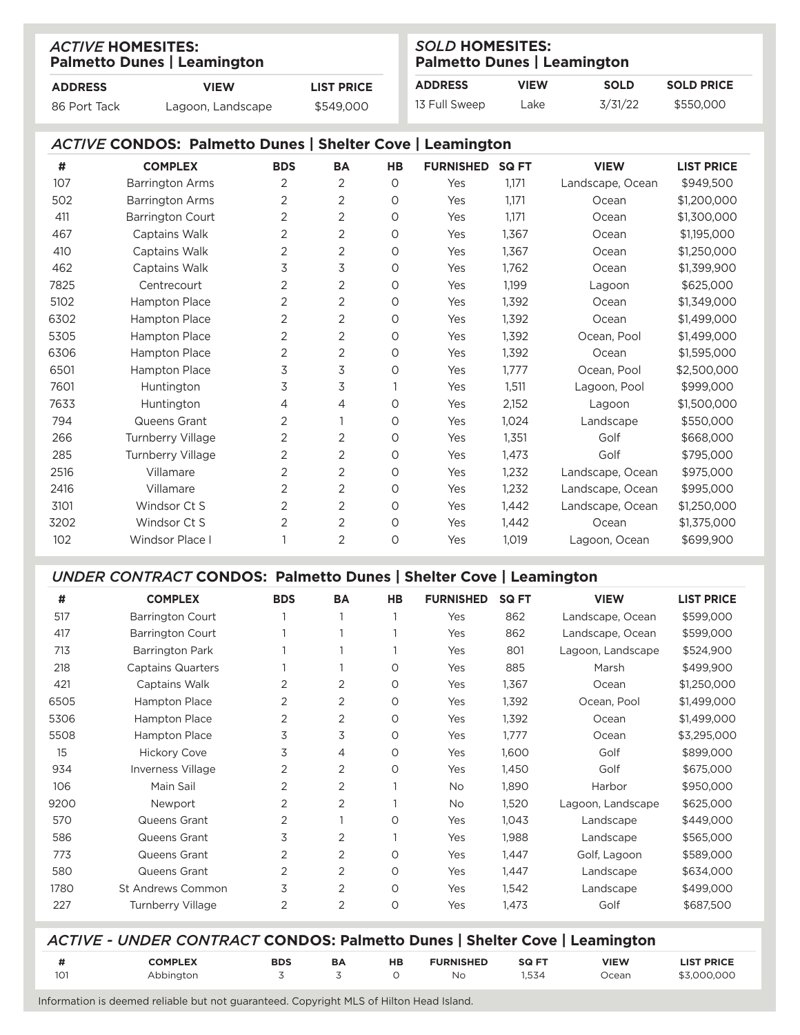## *ACTIVE* HOMESITES: Palmetto Dunes | Leamington

| ADDRESS | VIEW | LIST PRICE |
|---|---|---|
| 86 Port Tack | Lagoon, Landscape | $549,000 |

## *SOLD* HOMESITES: Palmetto Dunes | Leamington

| ADDRESS | VIEW | SOLD | SOLD PRICE |
|---|---|---|---|
| 13 Full Sweep | Lake | 3/31/22 | $550,000 |

## *ACTIVE* CONDOS: Palmetto Dunes | Shelter Cove | Leamington

| # | COMPLEX | BDS | BA | HB | FURNISHED | SQ FT | VIEW | LIST PRICE |
|---|---|---|---|---|---|---|---|---|
| 107 | Barrington Arms | 2 | 2 | 0 | Yes | 1,171 | Landscape, Ocean | $949,500 |
| 502 | Barrington Arms | 2 | 2 | 0 | Yes | 1,171 | Ocean | $1,200,000 |
| 411 | Barrington Court | 2 | 2 | 0 | Yes | 1,171 | Ocean | $1,300,000 |
| 467 | Captains Walk | 2 | 2 | 0 | Yes | 1,367 | Ocean | $1,195,000 |
| 410 | Captains Walk | 2 | 2 | 0 | Yes | 1,367 | Ocean | $1,250,000 |
| 462 | Captains Walk | 3 | 3 | 0 | Yes | 1,762 | Ocean | $1,399,900 |
| 7825 | Centrecourt | 2 | 2 | 0 | Yes | 1,199 | Lagoon | $625,000 |
| 5102 | Hampton Place | 2 | 2 | 0 | Yes | 1,392 | Ocean | $1,349,000 |
| 6302 | Hampton Place | 2 | 2 | 0 | Yes | 1,392 | Ocean | $1,499,000 |
| 5305 | Hampton Place | 2 | 2 | 0 | Yes | 1,392 | Ocean, Pool | $1,499,000 |
| 6306 | Hampton Place | 2 | 2 | 0 | Yes | 1,392 | Ocean | $1,595,000 |
| 6501 | Hampton Place | 3 | 3 | 0 | Yes | 1,777 | Ocean, Pool | $2,500,000 |
| 7601 | Huntington | 3 | 3 | 1 | Yes | 1,511 | Lagoon, Pool | $999,000 |
| 7633 | Huntington | 4 | 4 | 0 | Yes | 2,152 | Lagoon | $1,500,000 |
| 794 | Queens Grant | 2 | 1 | 0 | Yes | 1,024 | Landscape | $550,000 |
| 266 | Turnberry Village | 2 | 2 | 0 | Yes | 1,351 | Golf | $668,000 |
| 285 | Turnberry Village | 2 | 2 | 0 | Yes | 1,473 | Golf | $795,000 |
| 2516 | Villamare | 2 | 2 | 0 | Yes | 1,232 | Landscape, Ocean | $975,000 |
| 2416 | Villamare | 2 | 2 | 0 | Yes | 1,232 | Landscape, Ocean | $995,000 |
| 3101 | Windsor Ct S | 2 | 2 | 0 | Yes | 1,442 | Landscape, Ocean | $1,250,000 |
| 3202 | Windsor Ct S | 2 | 2 | 0 | Yes | 1,442 | Ocean | $1,375,000 |
| 102 | Windsor Place I | 1 | 2 | 0 | Yes | 1,019 | Lagoon, Ocean | $699,900 |

## *UNDER CONTRACT* CONDOS: Palmetto Dunes | Shelter Cove | Leamington

| # | COMPLEX | BDS | BA | HB | FURNISHED | SQ FT | VIEW | LIST PRICE |
|---|---|---|---|---|---|---|---|---|
| 517 | Barrington Court | 1 | 1 | 1 | Yes | 862 | Landscape, Ocean | $599,000 |
| 417 | Barrington Court | 1 | 1 | 1 | Yes | 862 | Landscape, Ocean | $599,000 |
| 713 | Barrington Park | 1 | 1 | 1 | Yes | 801 | Lagoon, Landscape | $524,900 |
| 218 | Captains Quarters | 1 | 1 | 0 | Yes | 885 | Marsh | $499,900 |
| 421 | Captains Walk | 2 | 2 | 0 | Yes | 1,367 | Ocean | $1,250,000 |
| 6505 | Hampton Place | 2 | 2 | 0 | Yes | 1,392 | Ocean, Pool | $1,499,000 |
| 5306 | Hampton Place | 2 | 2 | 0 | Yes | 1,392 | Ocean | $1,499,000 |
| 5508 | Hampton Place | 3 | 3 | 0 | Yes | 1,777 | Ocean | $3,295,000 |
| 15 | Hickory Cove | 3 | 4 | 0 | Yes | 1,600 | Golf | $899,000 |
| 934 | Inverness Village | 2 | 2 | 0 | Yes | 1,450 | Golf | $675,000 |
| 106 | Main Sail | 2 | 2 | 1 | No | 1,890 | Harbor | $950,000 |
| 9200 | Newport | 2 | 2 | 1 | No | 1,520 | Lagoon, Landscape | $625,000 |
| 570 | Queens Grant | 2 | 1 | 0 | Yes | 1,043 | Landscape | $449,000 |
| 586 | Queens Grant | 3 | 2 | 1 | Yes | 1,988 | Landscape | $565,000 |
| 773 | Queens Grant | 2 | 2 | 0 | Yes | 1,447 | Golf, Lagoon | $589,000 |
| 580 | Queens Grant | 2 | 2 | 0 | Yes | 1,447 | Landscape | $634,000 |
| 1780 | St Andrews Common | 3 | 2 | 0 | Yes | 1,542 | Landscape | $499,000 |
| 227 | Turnberry Village | 2 | 2 | 0 | Yes | 1,473 | Golf | $687,500 |

## *ACTIVE - UNDER CONTRACT* CONDOS: Palmetto Dunes | Shelter Cove | Leamington

| # | COMPLEX | BDS | BA | HB | FURNISHED | SQ FT | VIEW | LIST PRICE |
|---|---|---|---|---|---|---|---|---|
| 101 | Abbington | 3 | 3 | 0 | No | 1,534 | Ocean | $3,000,000 |

Information is deemed reliable but not guaranteed. Copyright MLS of Hilton Head Island.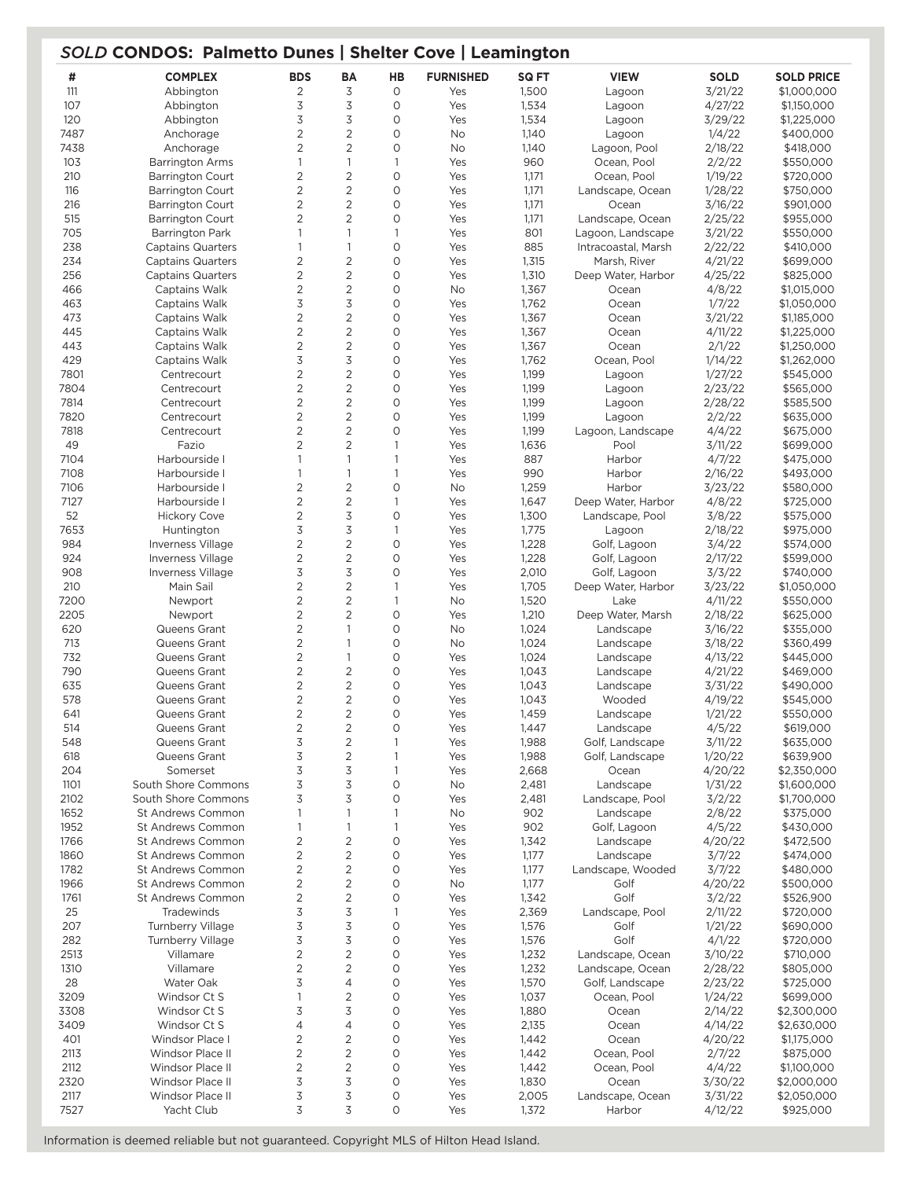## *SOLD* CONDOS: Palmetto Dunes | Shelter Cove | Leamington

| # | COMPLEX | BDS | BA | HB | FURNISHED | SQ FT | VIEW | SOLD | SOLD PRICE |
|---|---|---|---|---|---|---|---|---|---|
| 111 | Abbington | 2 | 3 | 0 | Yes | 1,500 | Lagoon | 3/21/22 | $1,000,000 |
| 107 | Abbington | 3 | 3 | 0 | Yes | 1,534 | Lagoon | 4/27/22 | $1,150,000 |
| 120 | Abbington | 3 | 3 | 0 | Yes | 1,534 | Lagoon | 3/29/22 | $1,225,000 |
| 7487 | Anchorage | 2 | 2 | 0 | No | 1,140 | Lagoon | 1/4/22 | $400,000 |
| 7438 | Anchorage | 2 | 2 | 0 | No | 1,140 | Lagoon, Pool | 2/18/22 | $418,000 |
| 103 | Barrington Arms | 1 | 1 | 1 | Yes | 960 | Ocean, Pool | 2/2/22 | $550,000 |
| 210 | Barrington Court | 2 | 2 | 0 | Yes | 1,171 | Ocean, Pool | 1/19/22 | $720,000 |
| 116 | Barrington Court | 2 | 2 | 0 | Yes | 1,171 | Landscape, Ocean | 1/28/22 | $750,000 |
| 216 | Barrington Court | 2 | 2 | 0 | Yes | 1,171 | Ocean | 3/16/22 | $901,000 |
| 515 | Barrington Court | 2 | 2 | 0 | Yes | 1,171 | Landscape, Ocean | 2/25/22 | $955,000 |
| 705 | Barrington Park | 1 | 1 | 1 | Yes | 801 | Lagoon, Landscape | 3/21/22 | $550,000 |
| 238 | Captains Quarters | 1 | 1 | 0 | Yes | 885 | Intracoastal, Marsh | 2/22/22 | $410,000 |
| 234 | Captains Quarters | 2 | 2 | 0 | Yes | 1,315 | Marsh, River | 4/21/22 | $699,000 |
| 256 | Captains Quarters | 2 | 2 | 0 | Yes | 1,310 | Deep Water, Harbor | 4/25/22 | $825,000 |
| 466 | Captains Walk | 2 | 2 | 0 | No | 1,367 | Ocean | 4/8/22 | $1,015,000 |
| 463 | Captains Walk | 3 | 3 | 0 | Yes | 1,762 | Ocean | 1/7/22 | $1,050,000 |
| 473 | Captains Walk | 2 | 2 | 0 | Yes | 1,367 | Ocean | 3/21/22 | $1,185,000 |
| 445 | Captains Walk | 2 | 2 | 0 | Yes | 1,367 | Ocean | 4/11/22 | $1,225,000 |
| 443 | Captains Walk | 2 | 2 | 0 | Yes | 1,367 | Ocean | 2/1/22 | $1,250,000 |
| 429 | Captains Walk | 3 | 3 | 0 | Yes | 1,762 | Ocean, Pool | 1/14/22 | $1,262,000 |
| 7801 | Centrecourt | 2 | 2 | 0 | Yes | 1,199 | Lagoon | 1/27/22 | $545,000 |
| 7804 | Centrecourt | 2 | 2 | 0 | Yes | 1,199 | Lagoon | 2/23/22 | $565,000 |
| 7814 | Centrecourt | 2 | 2 | 0 | Yes | 1,199 | Lagoon | 2/28/22 | $585,500 |
| 7820 | Centrecourt | 2 | 2 | 0 | Yes | 1,199 | Lagoon | 2/2/22 | $635,000 |
| 7818 | Centrecourt | 2 | 2 | 0 | Yes | 1,199 | Lagoon, Landscape | 4/4/22 | $675,000 |
| 49 | Fazio | 2 | 2 | 1 | Yes | 1,636 | Pool | 3/11/22 | $699,000 |
| 7104 | Harbourside I | 1 | 1 | 1 | Yes | 887 | Harbor | 4/7/22 | $475,000 |
| 7108 | Harbourside I | 1 | 1 | 1 | Yes | 990 | Harbor | 2/16/22 | $493,000 |
| 7106 | Harbourside I | 2 | 2 | 0 | No | 1,259 | Harbor | 3/23/22 | $580,000 |
| 7127 | Harbourside I | 2 | 2 | 1 | Yes | 1,647 | Deep Water, Harbor | 4/8/22 | $725,000 |
| 52 | Hickory Cove | 2 | 3 | 0 | Yes | 1,300 | Landscape, Pool | 3/8/22 | $575,000 |
| 7653 | Huntington | 3 | 3 | 1 | Yes | 1,775 | Lagoon | 2/18/22 | $975,000 |
| 984 | Inverness Village | 2 | 2 | 0 | Yes | 1,228 | Golf, Lagoon | 3/4/22 | $574,000 |
| 924 | Inverness Village | 2 | 2 | 0 | Yes | 1,228 | Golf, Lagoon | 2/17/22 | $599,000 |
| 908 | Inverness Village | 3 | 3 | 0 | Yes | 2,010 | Golf, Lagoon | 3/3/22 | $740,000 |
| 210 | Main Sail | 2 | 2 | 1 | Yes | 1,705 | Deep Water, Harbor | 3/23/22 | $1,050,000 |
| 7200 | Newport | 2 | 2 | 1 | No | 1,520 | Lake | 4/11/22 | $550,000 |
| 2205 | Newport | 2 | 2 | 0 | Yes | 1,210 | Deep Water, Marsh | 2/18/22 | $625,000 |
| 620 | Queens Grant | 2 | 1 | 0 | No | 1,024 | Landscape | 3/16/22 | $355,000 |
| 713 | Queens Grant | 2 | 1 | 0 | No | 1,024 | Landscape | 3/18/22 | $360,499 |
| 732 | Queens Grant | 2 | 1 | 0 | Yes | 1,024 | Landscape | 4/13/22 | $445,000 |
| 790 | Queens Grant | 2 | 2 | 0 | Yes | 1,043 | Landscape | 4/21/22 | $469,000 |
| 635 | Queens Grant | 2 | 2 | 0 | Yes | 1,043 | Landscape | 3/31/22 | $490,000 |
| 578 | Queens Grant | 2 | 2 | 0 | Yes | 1,043 | Wooded | 4/19/22 | $545,000 |
| 641 | Queens Grant | 2 | 2 | 0 | Yes | 1,459 | Landscape | 1/21/22 | $550,000 |
| 514 | Queens Grant | 2 | 2 | 0 | Yes | 1,447 | Landscape | 4/5/22 | $619,000 |
| 548 | Queens Grant | 3 | 2 | 1 | Yes | 1,988 | Golf, Landscape | 3/11/22 | $635,000 |
| 618 | Queens Grant | 3 | 2 | 1 | Yes | 1,988 | Golf, Landscape | 1/20/22 | $639,900 |
| 204 | Somerset | 3 | 3 | 1 | Yes | 2,668 | Ocean | 4/20/22 | $2,350,000 |
| 1101 | South Shore Commons | 3 | 3 | 0 | No | 2,481 | Landscape | 1/31/22 | $1,600,000 |
| 2102 | South Shore Commons | 3 | 3 | 0 | Yes | 2,481 | Landscape, Pool | 3/2/22 | $1,700,000 |
| 1652 | St Andrews Common | 1 | 1 | 1 | No | 902 | Landscape | 2/8/22 | $375,000 |
| 1952 | St Andrews Common | 1 | 1 | 1 | Yes | 902 | Golf, Lagoon | 4/5/22 | $430,000 |
| 1766 | St Andrews Common | 2 | 2 | 0 | Yes | 1,342 | Landscape | 4/20/22 | $472,500 |
| 1860 | St Andrews Common | 2 | 2 | 0 | Yes | 1,177 | Landscape | 3/7/22 | $474,000 |
| 1782 | St Andrews Common | 2 | 2 | 0 | Yes | 1,177 | Landscape, Wooded | 3/7/22 | $480,000 |
| 1966 | St Andrews Common | 2 | 2 | 0 | No | 1,177 | Golf | 4/20/22 | $500,000 |
| 1761 | St Andrews Common | 2 | 2 | 0 | Yes | 1,342 | Golf | 3/2/22 | $526,900 |
| 25 | Tradewinds | 3 | 3 | 1 | Yes | 2,369 | Landscape, Pool | 2/11/22 | $720,000 |
| 207 | Turnberry Village | 3 | 3 | 0 | Yes | 1,576 | Golf | 1/21/22 | $690,000 |
| 282 | Turnberry Village | 3 | 3 | 0 | Yes | 1,576 | Golf | 4/1/22 | $720,000 |
| 2513 | Villamare | 2 | 2 | 0 | Yes | 1,232 | Landscape, Ocean | 3/10/22 | $710,000 |
| 1310 | Villamare | 2 | 2 | 0 | Yes | 1,232 | Landscape, Ocean | 2/28/22 | $805,000 |
| 28 | Water Oak | 3 | 4 | 0 | Yes | 1,570 | Golf, Landscape | 2/23/22 | $725,000 |
| 3209 | Windsor Ct S | 1 | 2 | 0 | Yes | 1,037 | Ocean, Pool | 1/24/22 | $699,000 |
| 3308 | Windsor Ct S | 3 | 3 | 0 | Yes | 1,880 | Ocean | 2/14/22 | $2,300,000 |
| 3409 | Windsor Ct S | 4 | 4 | 0 | Yes | 2,135 | Ocean | 4/14/22 | $2,630,000 |
| 401 | Windsor Place I | 2 | 2 | 0 | Yes | 1,442 | Ocean | 4/20/22 | $1,175,000 |
| 2113 | Windsor Place II | 2 | 2 | 0 | Yes | 1,442 | Ocean, Pool | 2/7/22 | $875,000 |
| 2112 | Windsor Place II | 2 | 2 | 0 | Yes | 1,442 | Ocean, Pool | 4/4/22 | $1,100,000 |
| 2320 | Windsor Place II | 3 | 3 | 0 | Yes | 1,830 | Ocean | 3/30/22 | $2,000,000 |
| 2117 | Windsor Place II | 3 | 3 | 0 | Yes | 2,005 | Landscape, Ocean | 3/31/22 | $2,050,000 |
| 7527 | Yacht Club | 3 | 3 | 0 | Yes | 1,372 | Harbor | 4/12/22 | $925,000 |

Information is deemed reliable but not guaranteed. Copyright MLS of Hilton Head Island.